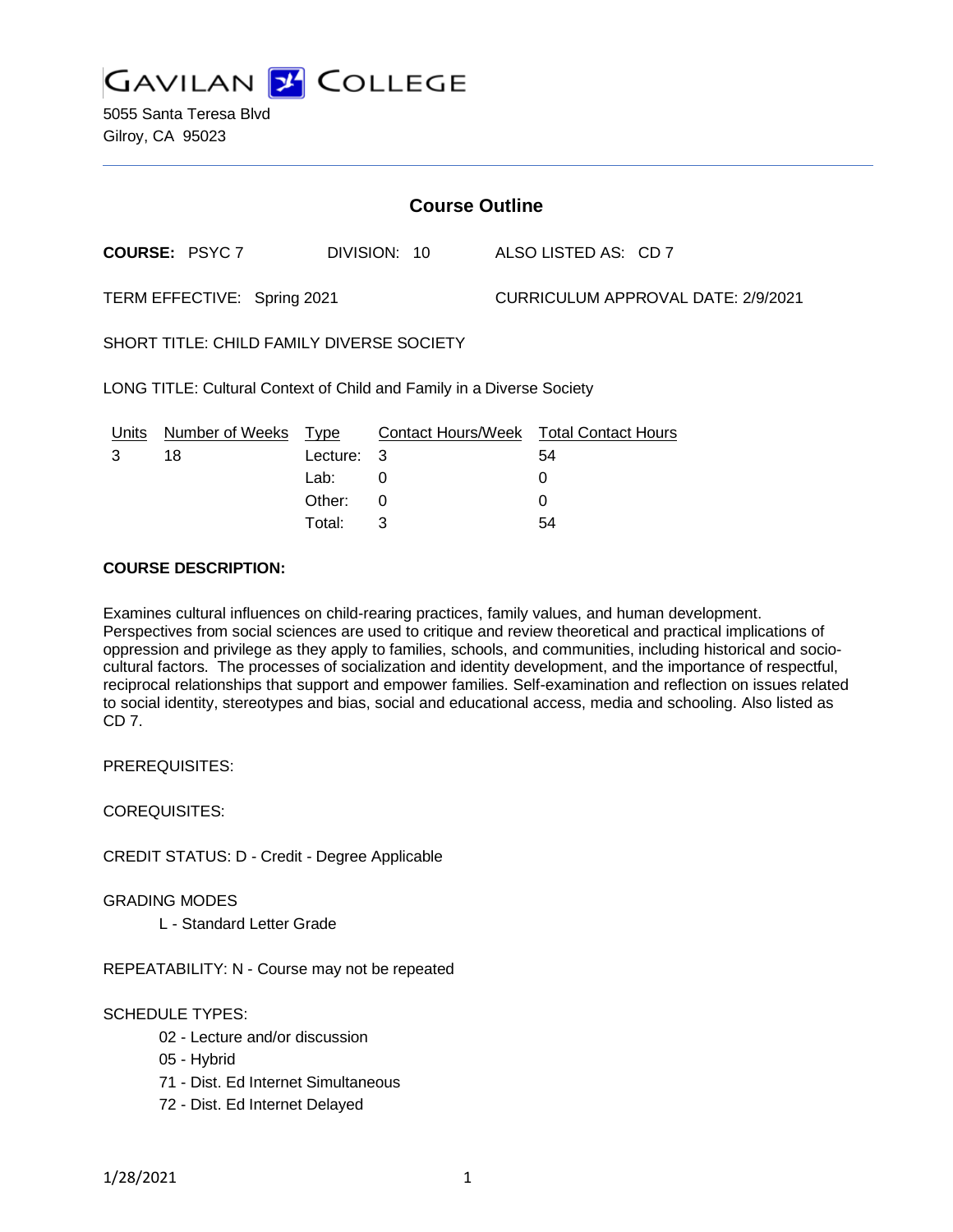# GAVILAN COLLEGE

5055 Santa Teresa Blvd
Gilroy, CA 95023

## Course Outline

**COURSE:** PSYC 7 DIVISION: 10 ALSO LISTED AS: CD 7

TERM EFFECTIVE: Spring 2021 CURRICULUM APPROVAL DATE: 2/9/2021

SHORT TITLE: CHILD FAMILY DIVERSE SOCIETY

LONG TITLE: Cultural Context of Child and Family in a Diverse Society

| Units | Number of Weeks | Type | Contact Hours/Week | Total Contact Hours |
|---|---|---|---|---|
| 3 | 18 | Lecture: | 3 | 54 |
| | | Lab: | 0 | 0 |
| | | Other: | 0 | 0 |
| | | Total: | 3 | 54 |

**COURSE DESCRIPTION:**

Examines cultural influences on child-rearing practices, family values, and human development. Perspectives from social sciences are used to critique and review theoretical and practical implications of oppression and privilege as they apply to families, schools, and communities, including historical and socio-cultural factors. The processes of socialization and identity development, and the importance of respectful, reciprocal relationships that support and empower families. Self-examination and reflection on issues related to social identity, stereotypes and bias, social and educational access, media and schooling. Also listed as CD 7.

PREREQUISITES:

COREQUISITES:

CREDIT STATUS: D - Credit - Degree Applicable

GRADING MODES

L - Standard Letter Grade

REPEATABILITY: N - Course may not be repeated

SCHEDULE TYPES:

02 - Lecture and/or discussion
05 - Hybrid
71 - Dist. Ed Internet Simultaneous
72 - Dist. Ed Internet Delayed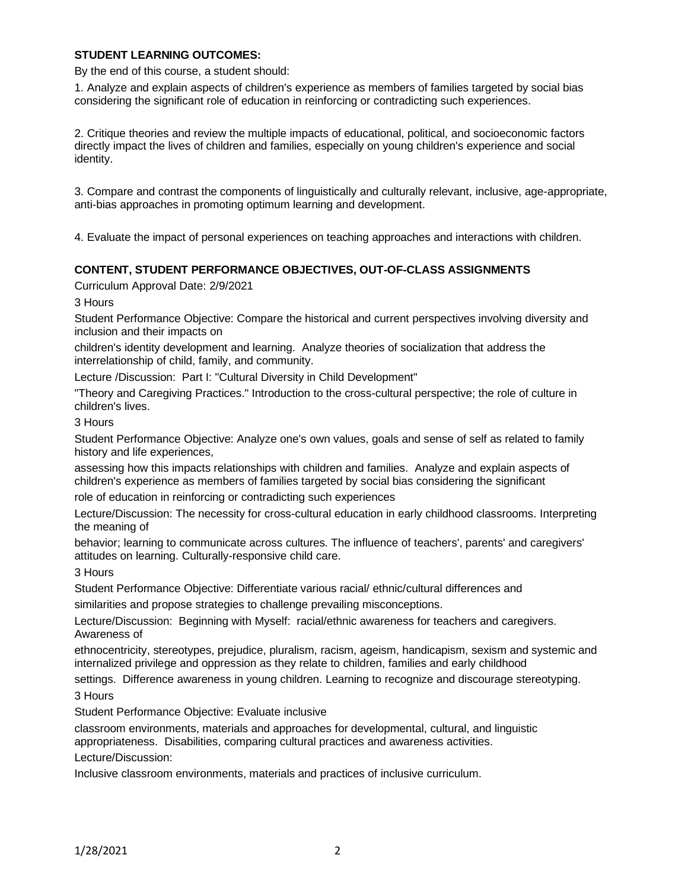**STUDENT LEARNING OUTCOMES:**

By the end of this course, a student should:

1. Analyze and explain aspects of children's experience as members of families targeted by social bias considering the significant role of education in reinforcing or contradicting such experiences.

2. Critique theories and review the multiple impacts of educational, political, and socioeconomic factors directly impact the lives of children and families, especially on young children's experience and social identity.

3. Compare and contrast the components of linguistically and culturally relevant, inclusive, age-appropriate, anti-bias approaches in promoting optimum learning and development.

4. Evaluate the impact of personal experiences on teaching approaches and interactions with children.

**CONTENT, STUDENT PERFORMANCE OBJECTIVES, OUT-OF-CLASS ASSIGNMENTS**

Curriculum Approval Date: 2/9/2021

3 Hours

Student Performance Objective: Compare the historical and current perspectives involving diversity and inclusion and their impacts on children's identity development and learning. Analyze theories of socialization that address the interrelationship of child, family, and community.

Lecture /Discussion: Part I: "Cultural Diversity in Child Development" "Theory and Caregiving Practices." Introduction to the cross-cultural perspective; the role of culture in children's lives.

3 Hours

Student Performance Objective: Analyze one's own values, goals and sense of self as related to family history and life experiences, assessing how this impacts relationships with children and families. Analyze and explain aspects of children's experience as members of families targeted by social bias considering the significant role of education in reinforcing or contradicting such experiences

Lecture/Discussion: The necessity for cross-cultural education in early childhood classrooms. Interpreting the meaning of behavior; learning to communicate across cultures. The influence of teachers', parents' and caregivers' attitudes on learning. Culturally-responsive child care.

3 Hours

Student Performance Objective: Differentiate various racial/ ethnic/cultural differences and similarities and propose strategies to challenge prevailing misconceptions.

Lecture/Discussion: Beginning with Myself: racial/ethnic awareness for teachers and caregivers. Awareness of ethnocentricity, stereotypes, prejudice, pluralism, racism, ageism, handicapism, sexism and systemic and internalized privilege and oppression as they relate to children, families and early childhood settings. Difference awareness in young children. Learning to recognize and discourage stereotyping.

3 Hours

Student Performance Objective: Evaluate inclusive classroom environments, materials and approaches for developmental, cultural, and linguistic appropriateness. Disabilities, comparing cultural practices and awareness activities.

Lecture/Discussion:

Inclusive classroom environments, materials and practices of inclusive curriculum.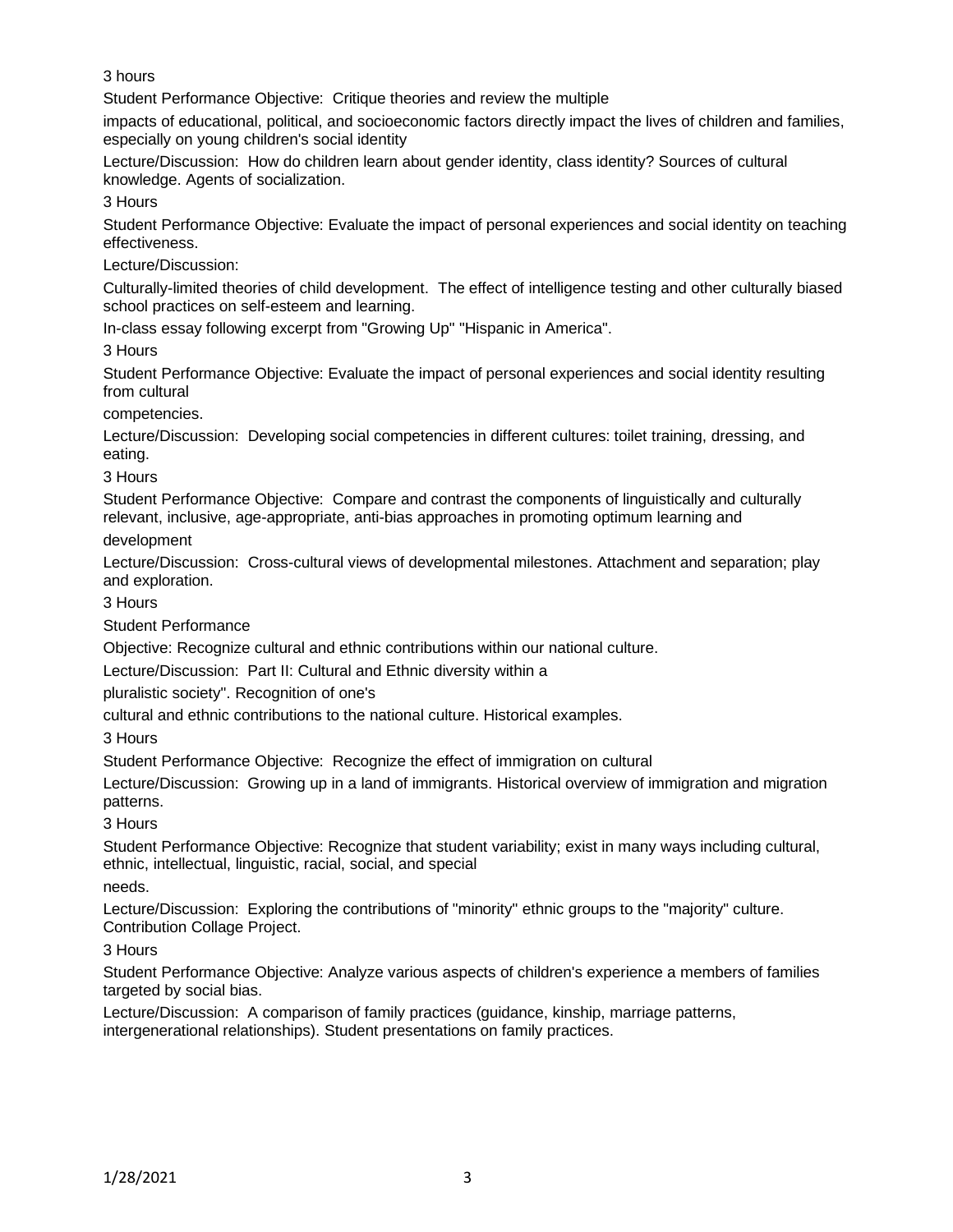3 hours

Student Performance Objective: Critique theories and review the multiple impacts of educational, political, and socioeconomic factors directly impact the lives of children and families, especially on young children's social identity

Lecture/Discussion: How do children learn about gender identity, class identity? Sources of cultural knowledge. Agents of socialization.

3 Hours

Student Performance Objective: Evaluate the impact of personal experiences and social identity on teaching effectiveness.

Lecture/Discussion:

Culturally-limited theories of child development. The effect of intelligence testing and other culturally biased school practices on self-esteem and learning.

In-class essay following excerpt from "Growing Up" "Hispanic in America".

3 Hours

Student Performance Objective: Evaluate the impact of personal experiences and social identity resulting from cultural competencies.

Lecture/Discussion: Developing social competencies in different cultures: toilet training, dressing, and eating.

3 Hours

Student Performance Objective: Compare and contrast the components of linguistically and culturally relevant, inclusive, age-appropriate, anti-bias approaches in promoting optimum learning and development

Lecture/Discussion: Cross-cultural views of developmental milestones. Attachment and separation; play and exploration.

3 Hours

Student Performance Objective: Recognize cultural and ethnic contributions within our national culture.

Lecture/Discussion: Part II: Cultural and Ethnic diversity within a pluralistic society". Recognition of one's cultural and ethnic contributions to the national culture. Historical examples.

3 Hours

Student Performance Objective: Recognize the effect of immigration on cultural

Lecture/Discussion: Growing up in a land of immigrants. Historical overview of immigration and migration patterns.

3 Hours

Student Performance Objective: Recognize that student variability; exist in many ways including cultural, ethnic, intellectual, linguistic, racial, social, and special needs.

Lecture/Discussion: Exploring the contributions of "minority" ethnic groups to the "majority" culture. Contribution Collage Project.

3 Hours

Student Performance Objective: Analyze various aspects of children's experience a members of families targeted by social bias.

Lecture/Discussion: A comparison of family practices (guidance, kinship, marriage patterns, intergenerational relationships). Student presentations on family practices.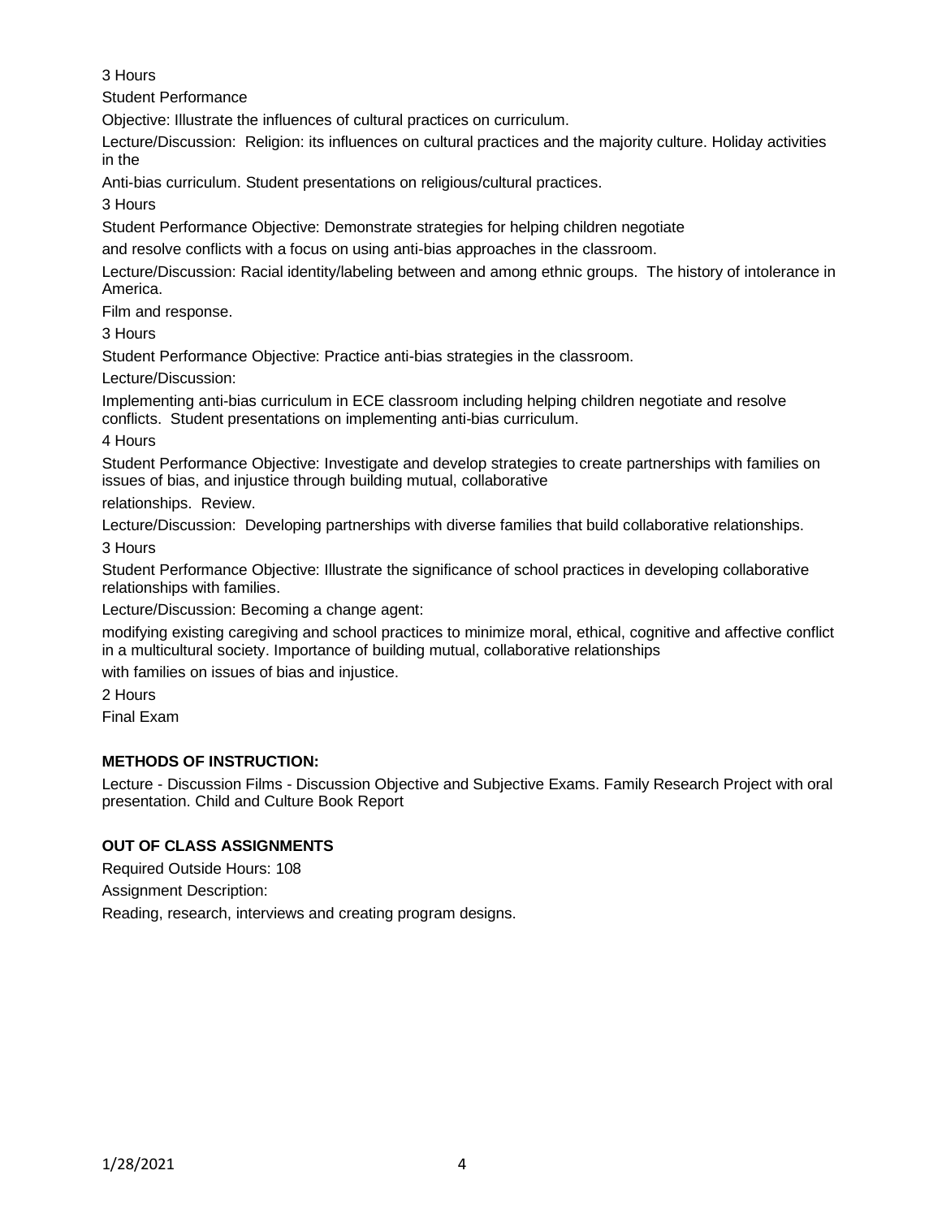3 Hours

Student Performance

Objective: Illustrate the influences of cultural practices on curriculum.

Lecture/Discussion: Religion: its influences on cultural practices and the majority culture. Holiday activities in the

Anti-bias curriculum. Student presentations on religious/cultural practices.

3 Hours

Student Performance Objective: Demonstrate strategies for helping children negotiate

and resolve conflicts with a focus on using anti-bias approaches in the classroom.

Lecture/Discussion: Racial identity/labeling between and among ethnic groups. The history of intolerance in America.

Film and response.

3 Hours

Student Performance Objective: Practice anti-bias strategies in the classroom.

Lecture/Discussion:

Implementing anti-bias curriculum in ECE classroom including helping children negotiate and resolve conflicts. Student presentations on implementing anti-bias curriculum.

4 Hours

Student Performance Objective: Investigate and develop strategies to create partnerships with families on issues of bias, and injustice through building mutual, collaborative

relationships. Review.

Lecture/Discussion: Developing partnerships with diverse families that build collaborative relationships.

3 Hours

Student Performance Objective: Illustrate the significance of school practices in developing collaborative relationships with families.

Lecture/Discussion: Becoming a change agent:

modifying existing caregiving and school practices to minimize moral, ethical, cognitive and affective conflict in a multicultural society. Importance of building mutual, collaborative relationships

with families on issues of bias and injustice.

2 Hours

Final Exam

**METHODS OF INSTRUCTION:**

Lecture - Discussion Films - Discussion Objective and Subjective Exams. Family Research Project with oral presentation. Child and Culture Book Report

**OUT OF CLASS ASSIGNMENTS**

Required Outside Hours: 108

Assignment Description:

Reading, research, interviews and creating program designs.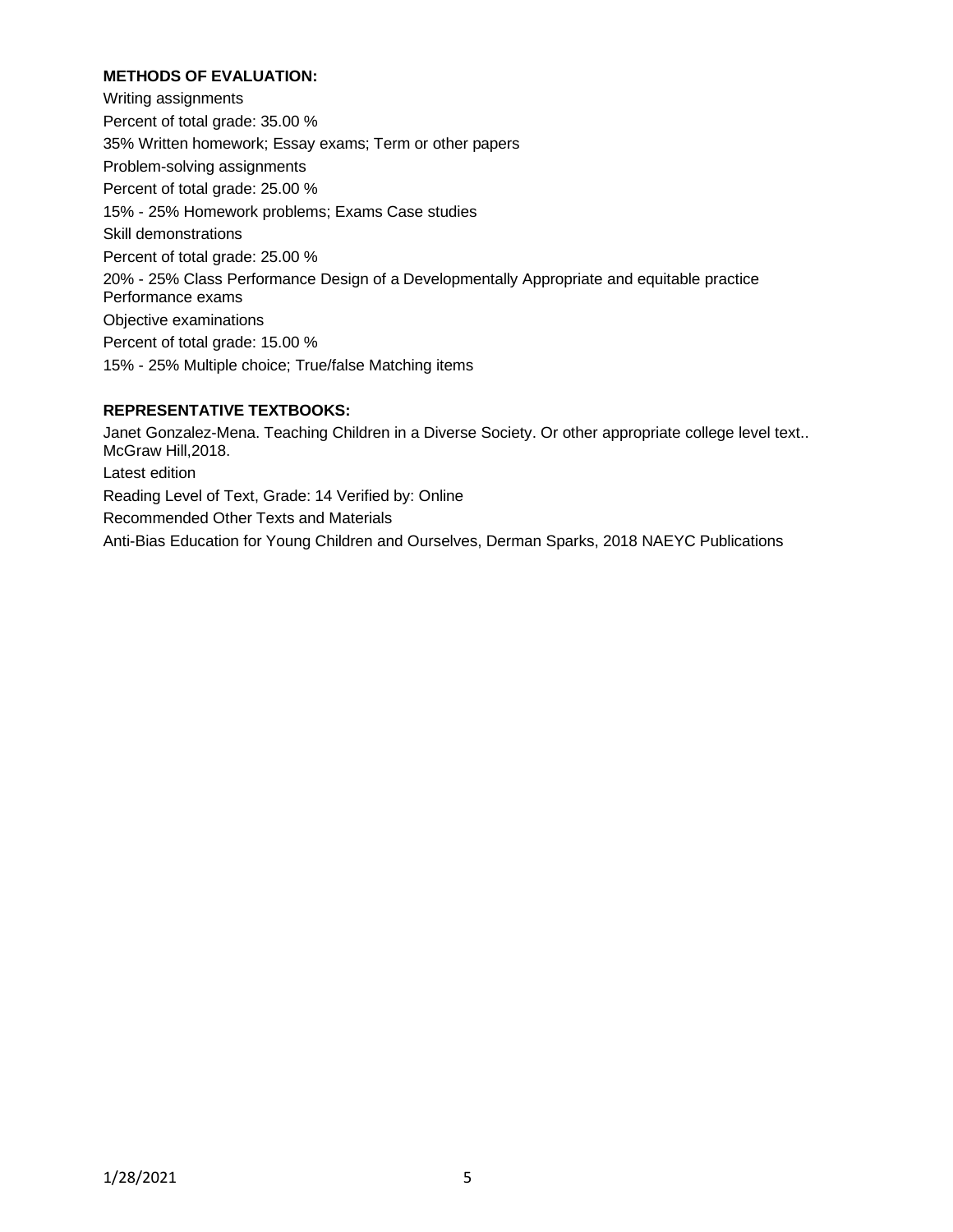**METHODS OF EVALUATION:**

Writing assignments

Percent of total grade: 35.00 %

35% Written homework; Essay exams; Term or other papers

Problem-solving assignments

Percent of total grade: 25.00 %

15% - 25% Homework problems; Exams Case studies

Skill demonstrations

Percent of total grade: 25.00 %

20% - 25% Class Performance Design of a Developmentally Appropriate and equitable practice Performance exams

Objective examinations

Percent of total grade: 15.00 %

15% - 25% Multiple choice; True/false Matching items

**REPRESENTATIVE TEXTBOOKS:**

Janet Gonzalez-Mena. Teaching Children in a Diverse Society. Or other appropriate college level text.. McGraw Hill,2018.

Latest edition

Reading Level of Text, Grade: 14 Verified by: Online

Recommended Other Texts and Materials

Anti-Bias Education for Young Children and Ourselves, Derman Sparks, 2018 NAEYC Publications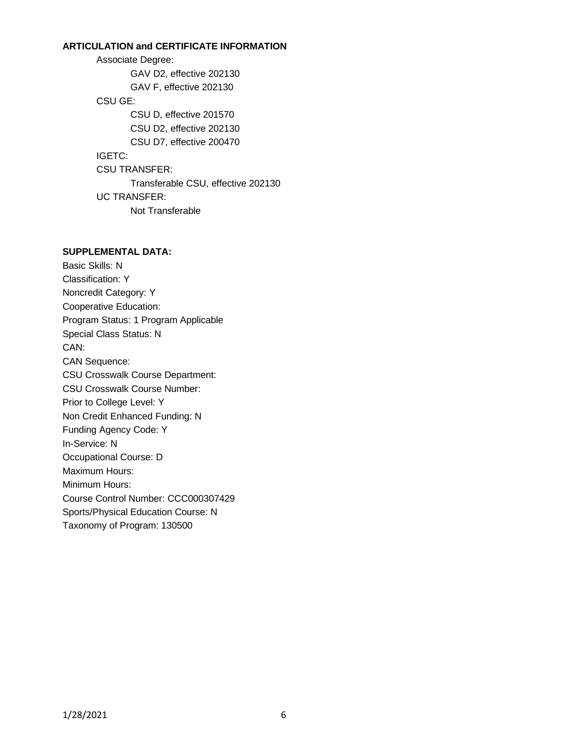**ARTICULATION and CERTIFICATE INFORMATION**

Associate Degree:
- GAV D2, effective 202130
- GAV F, effective 202130

CSU GE:
- CSU D, effective 201570
- CSU D2, effective 202130
- CSU D7, effective 200470

IGETC:

CSU TRANSFER:
- Transferable CSU, effective 202130

UC TRANSFER:
- Not Transferable

**SUPPLEMENTAL DATA:**

Basic Skills: N
Classification: Y
Noncredit Category: Y
Cooperative Education:
Program Status: 1 Program Applicable
Special Class Status: N
CAN:
CAN Sequence:
CSU Crosswalk Course Department:
CSU Crosswalk Course Number:
Prior to College Level: Y
Non Credit Enhanced Funding: N
Funding Agency Code: Y
In-Service: N
Occupational Course: D
Maximum Hours:
Minimum Hours:
Course Control Number: CCC000307429
Sports/Physical Education Course: N
Taxonomy of Program: 130500